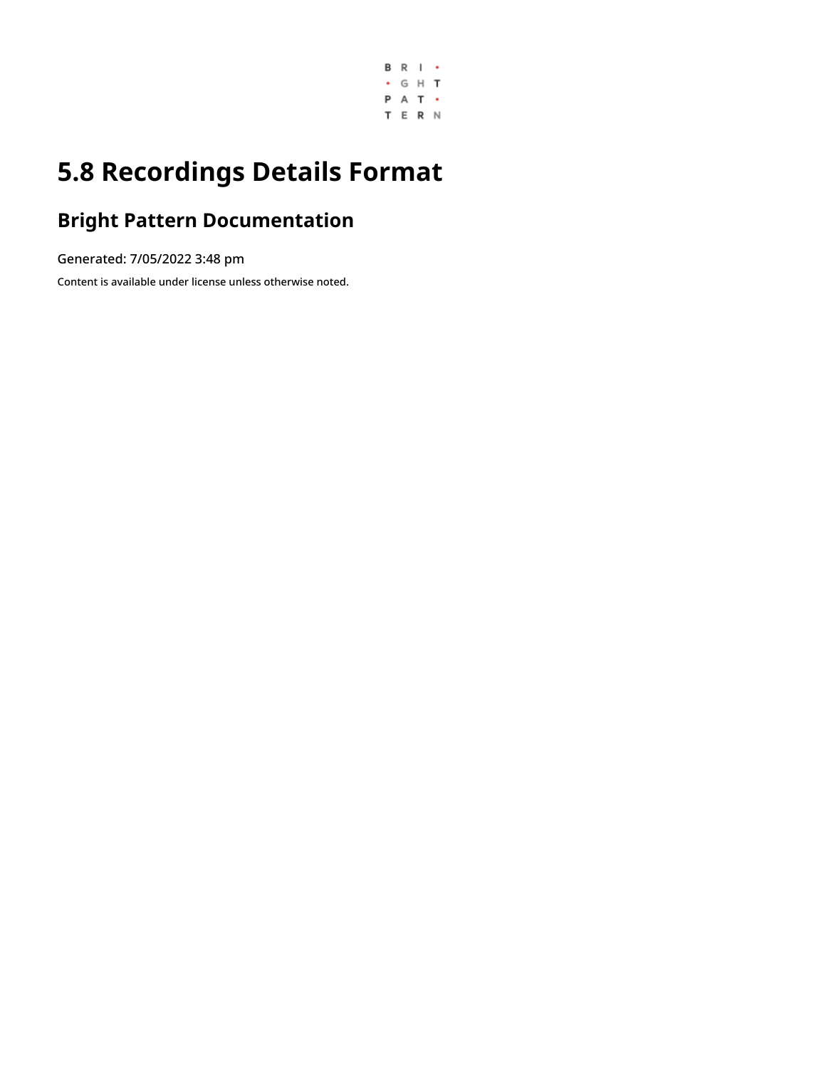# 5.8 Recordings Details Format

## Bright Pattern Documentation

Generated: 7/05/2022 3:48 pm

Content is available under license unless otherwise noted.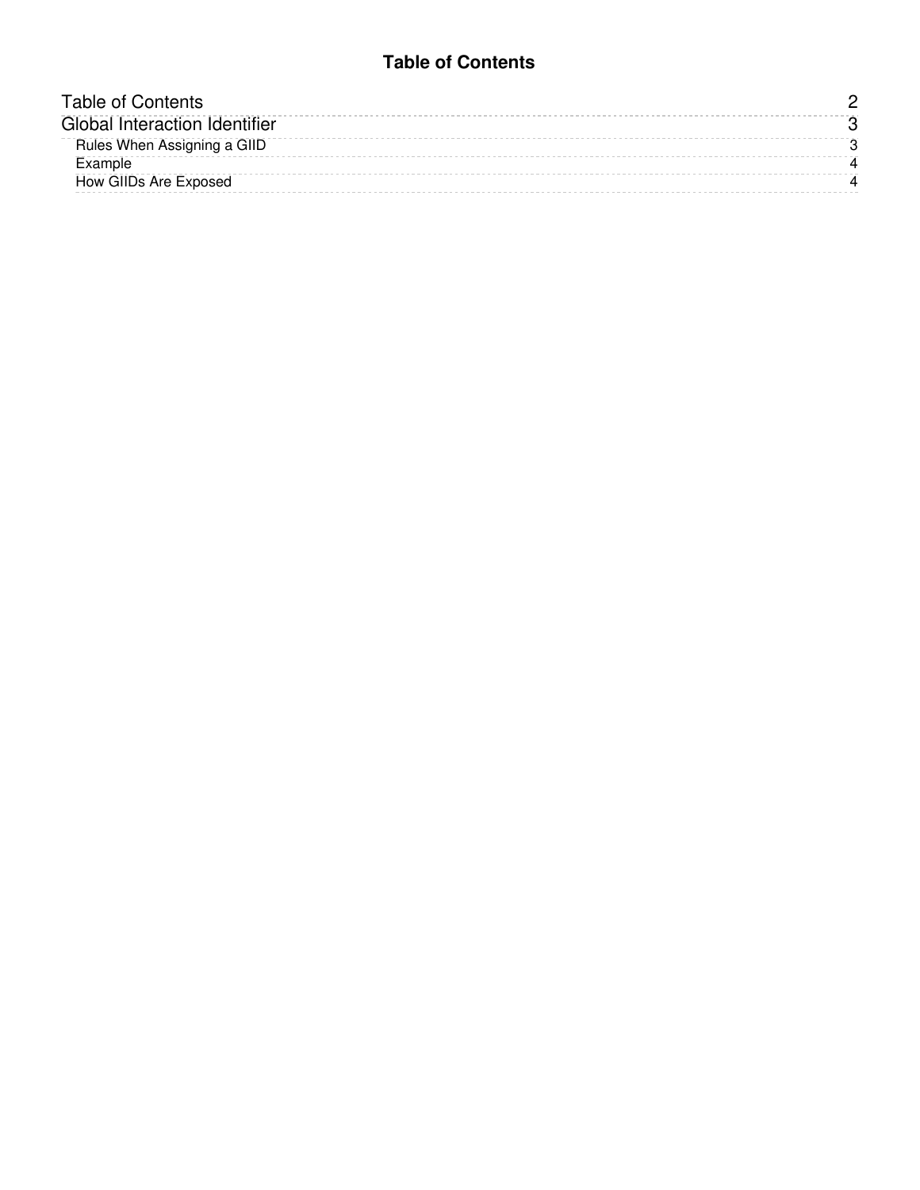# Table of Contents

| | |
|---|---|
| Table of Contents | 2 |
| Global Interaction Identifier | 3 |
| Rules When Assigning a GIID | 3 |
| Example | 4 |
| How GIIDs Are Exposed | 4 |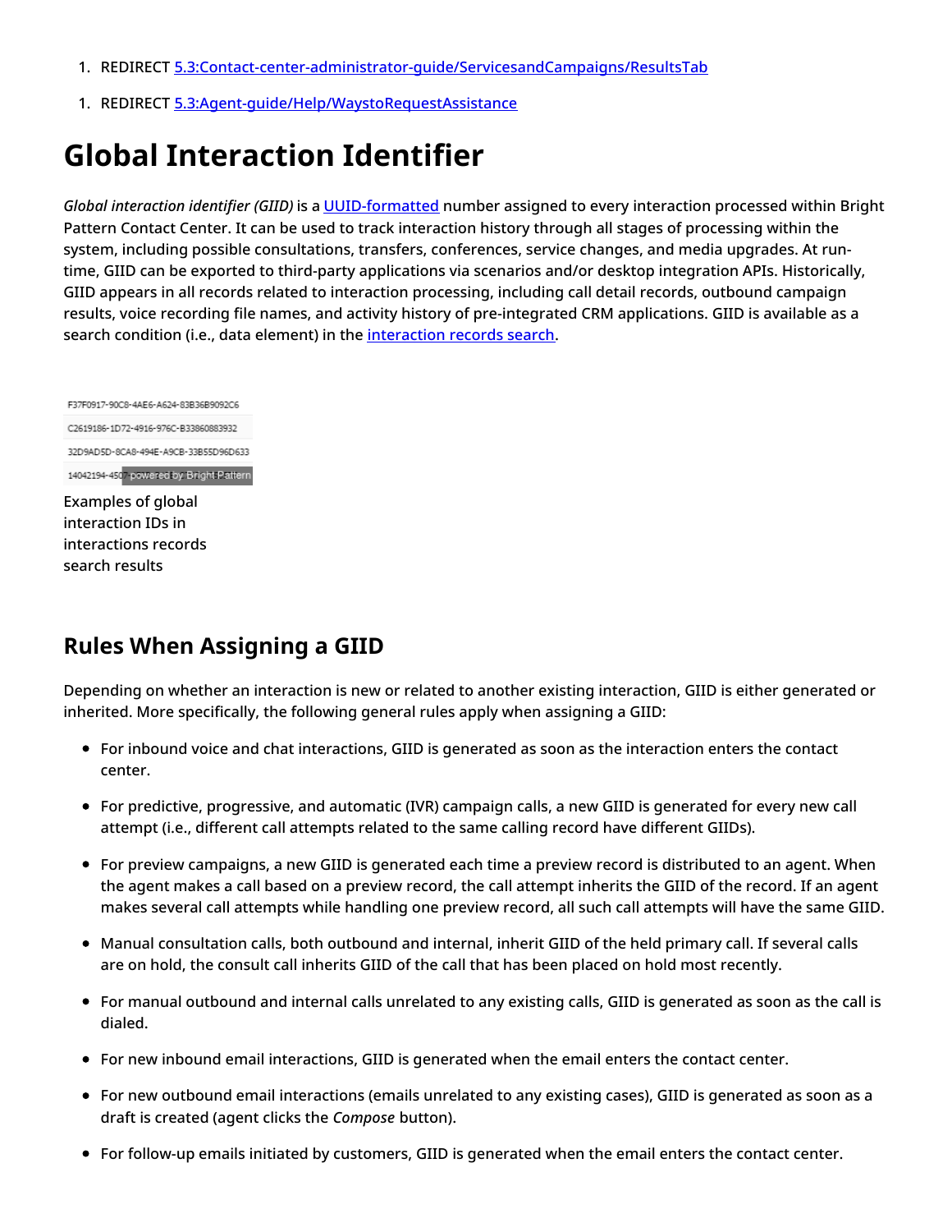1. REDIRECT [5.3:Contact-center-administrator-guide/ServicesandCampaigns/ResultsTab]

1. REDIRECT [5.3:Agent-guide/Help/WaystoRequestAssistance]

# Global Interaction Identifier

*Global interaction identifier (GIID)* is a UUID-formatted number assigned to every interaction processed within Bright Pattern Contact Center. It can be used to track interaction history through all stages of processing within the system, including possible consultations, transfers, conferences, service changes, and media upgrades. At run-time, GIID can be exported to third-party applications via scenarios and/or desktop integration APIs. Historically, GIID appears in all records related to interaction processing, including call detail records, outbound campaign results, voice recording file names, and activity history of pre-integrated CRM applications. GIID is available as a search condition (i.e., data element) in the interaction records search.

F37F0917-90C8-4AE6-A624-83B36B9092C6
C2619186-1D72-4916-976C-B33860883932
32D9AD5D-8CA8-494E-A9CB-33B55D96D633
14042194-4507 powered by Bright Pattern

Examples of global interaction IDs in interactions records search results

## Rules When Assigning a GIID

Depending on whether an interaction is new or related to another existing interaction, GIID is either generated or inherited. More specifically, the following general rules apply when assigning a GIID:

- For inbound voice and chat interactions, GIID is generated as soon as the interaction enters the contact center.
- For predictive, progressive, and automatic (IVR) campaign calls, a new GIID is generated for every new call attempt (i.e., different call attempts related to the same calling record have different GIIDs).
- For preview campaigns, a new GIID is generated each time a preview record is distributed to an agent. When the agent makes a call based on a preview record, the call attempt inherits the GIID of the record. If an agent makes several call attempts while handling one preview record, all such call attempts will have the same GIID.
- Manual consultation calls, both outbound and internal, inherit GIID of the held primary call. If several calls are on hold, the consult call inherits GIID of the call that has been placed on hold most recently.
- For manual outbound and internal calls unrelated to any existing calls, GIID is generated as soon as the call is dialed.
- For new inbound email interactions, GIID is generated when the email enters the contact center.
- For new outbound email interactions (emails unrelated to any existing cases), GIID is generated as soon as a draft is created (agent clicks the *Compose* button).
- For follow-up emails initiated by customers, GIID is generated when the email enters the contact center.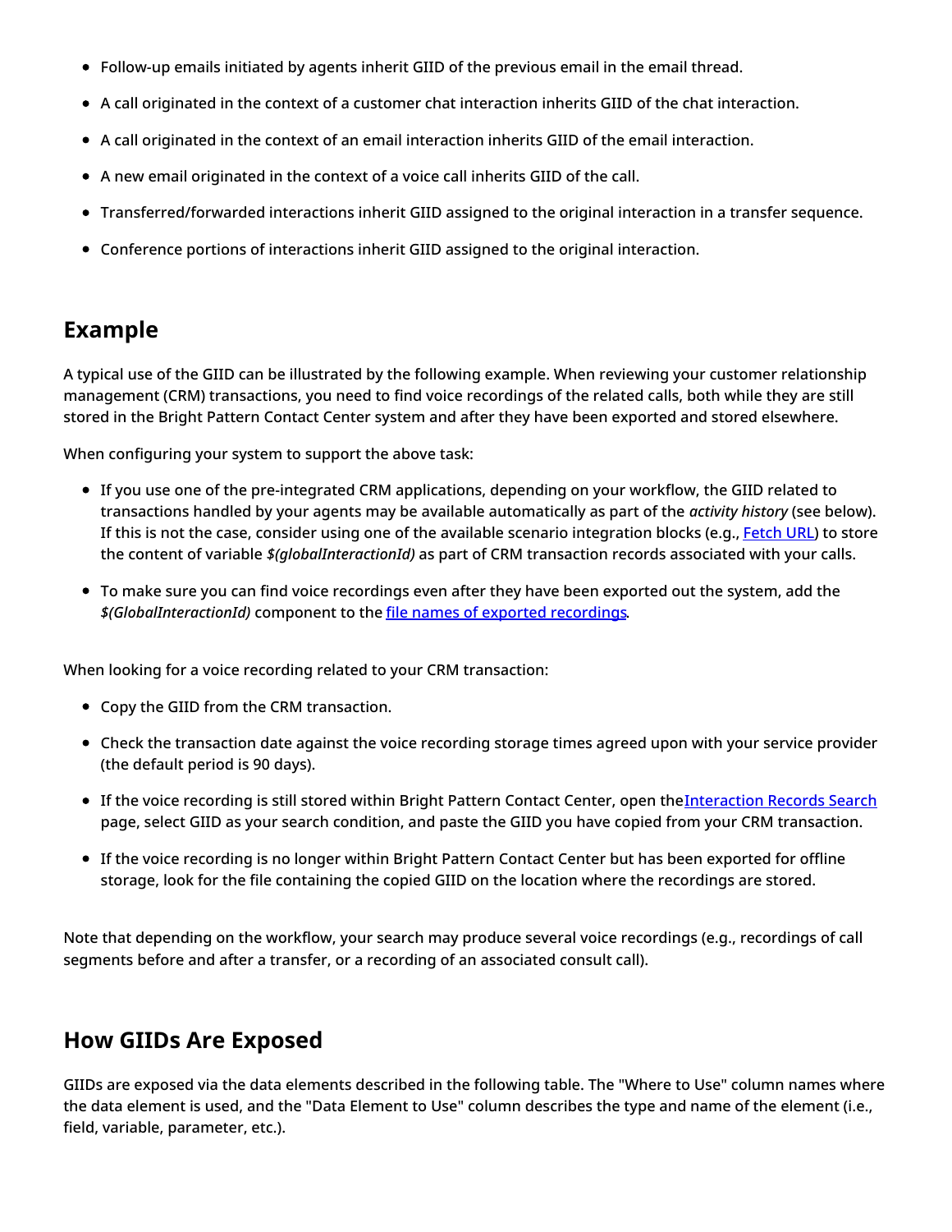- Follow-up emails initiated by agents inherit GIID of the previous email in the email thread.
- A call originated in the context of a customer chat interaction inherits GIID of the chat interaction.
- A call originated in the context of an email interaction inherits GIID of the email interaction.
- A new email originated in the context of a voice call inherits GIID of the call.
- Transferred/forwarded interactions inherit GIID assigned to the original interaction in a transfer sequence.
- Conference portions of interactions inherit GIID assigned to the original interaction.

## Example

A typical use of the GIID can be illustrated by the following example. When reviewing your customer relationship management (CRM) transactions, you need to find voice recordings of the related calls, both while they are still stored in the Bright Pattern Contact Center system and after they have been exported and stored elsewhere.

When configuring your system to support the above task:

- If you use one of the pre-integrated CRM applications, depending on your workflow, the GIID related to transactions handled by your agents may be available automatically as part of the *activity history* (see below). If this is not the case, consider using one of the available scenario integration blocks (e.g., Fetch URL) to store the content of variable *$(globalInteractionId)* as part of CRM transaction records associated with your calls.
- To make sure you can find voice recordings even after they have been exported out the system, add the *$(GlobalInteractionId)* component to the file names of exported recordings.

When looking for a voice recording related to your CRM transaction:

- Copy the GIID from the CRM transaction.
- Check the transaction date against the voice recording storage times agreed upon with your service provider (the default period is 90 days).
- If the voice recording is still stored within Bright Pattern Contact Center, open the Interaction Records Search page, select GIID as your search condition, and paste the GIID you have copied from your CRM transaction.
- If the voice recording is no longer within Bright Pattern Contact Center but has been exported for offline storage, look for the file containing the copied GIID on the location where the recordings are stored.

Note that depending on the workflow, your search may produce several voice recordings (e.g., recordings of call segments before and after a transfer, or a recording of an associated consult call).

## How GIIDs Are Exposed

GIIDs are exposed via the data elements described in the following table. The "Where to Use" column names where the data element is used, and the "Data Element to Use" column describes the type and name of the element (i.e., field, variable, parameter, etc.).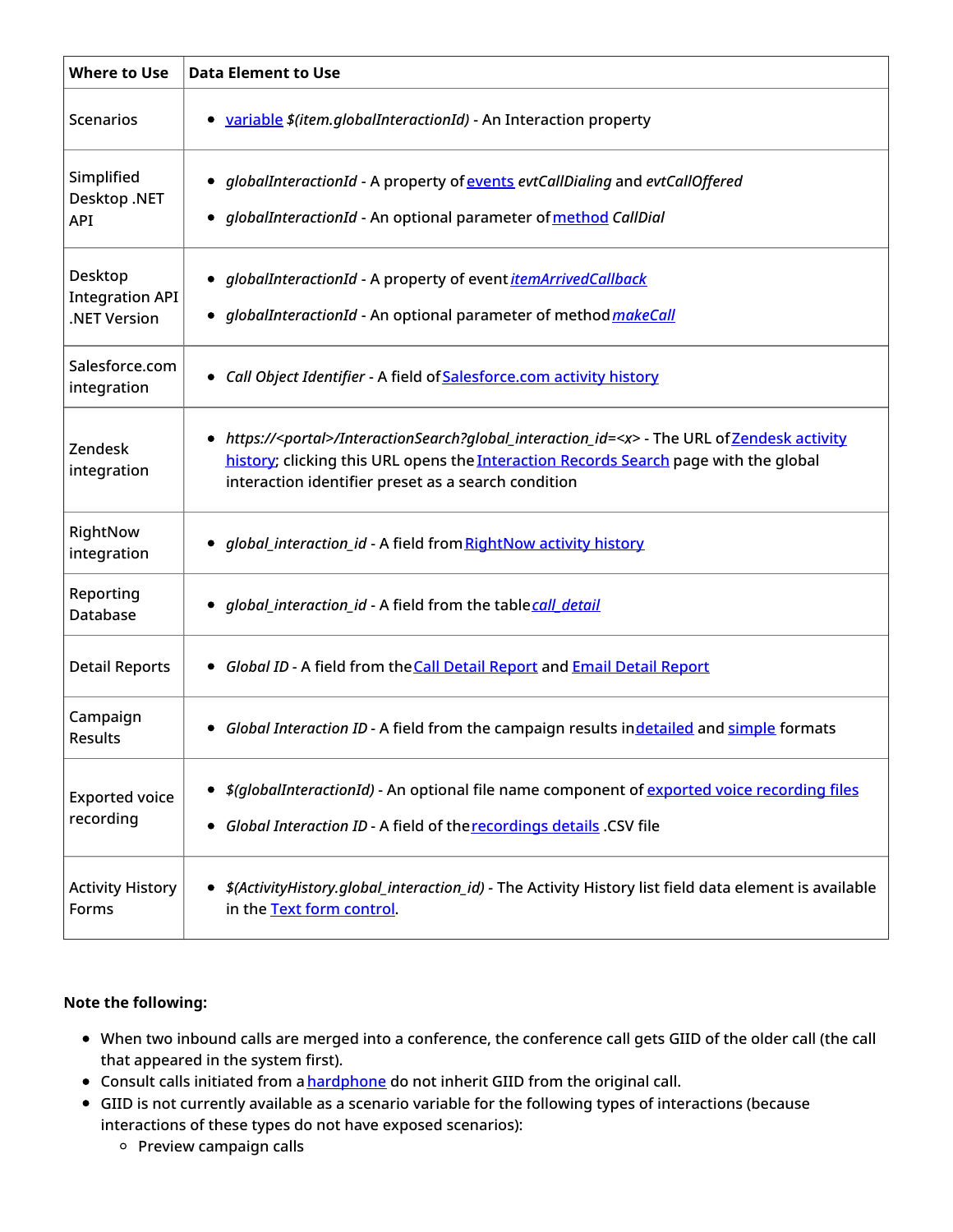| Where to Use | Data Element to Use |
| --- | --- |
| Scenarios | • variable *$(item.globalInteractionId)* - An Interaction property |
| Simplified Desktop .NET API | • *globalInteractionId* - A property of events *evtCallDialing* and *evtCallOffered*<br>• *globalInteractionId* - An optional parameter of method *CallDial* |
| Desktop Integration API .NET Version | • *globalInteractionId* - A property of event *itemArrivedCallback*<br>• *globalInteractionId* - An optional parameter of method *makeCall* |
| Salesforce.com integration | • *Call Object Identifier* - A field of Salesforce.com activity history |
| Zendesk integration | • *https://<portal>/InteractionSearch?global_interaction_id=<x>* - The URL of Zendesk activity history; clicking this URL opens the Interaction Records Search page with the global interaction identifier preset as a search condition |
| RightNow integration | • *global_interaction_id* - A field from RightNow activity history |
| Reporting Database | • *global_interaction_id* - A field from the table *call_detail* |
| Detail Reports | • *Global ID* - A field from the Call Detail Report and Email Detail Report |
| Campaign Results | • *Global Interaction ID* - A field from the campaign results in detailed and simple formats |
| Exported voice recording | • *$(globalInteractionId)* - An optional file name component of exported voice recording files<br>• *Global Interaction ID* - A field of the recordings details .CSV file |
| Activity History Forms | • *$(ActivityHistory.global_interaction_id)* - The Activity History list field data element is available in the Text form control. |

**Note the following:**

- When two inbound calls are merged into a conference, the conference call gets GIID of the older call (the call that appeared in the system first).
- Consult calls initiated from a hardphone do not inherit GIID from the original call.
- GIID is not currently available as a scenario variable for the following types of interactions (because interactions of these types do not have exposed scenarios):
  - Preview campaign calls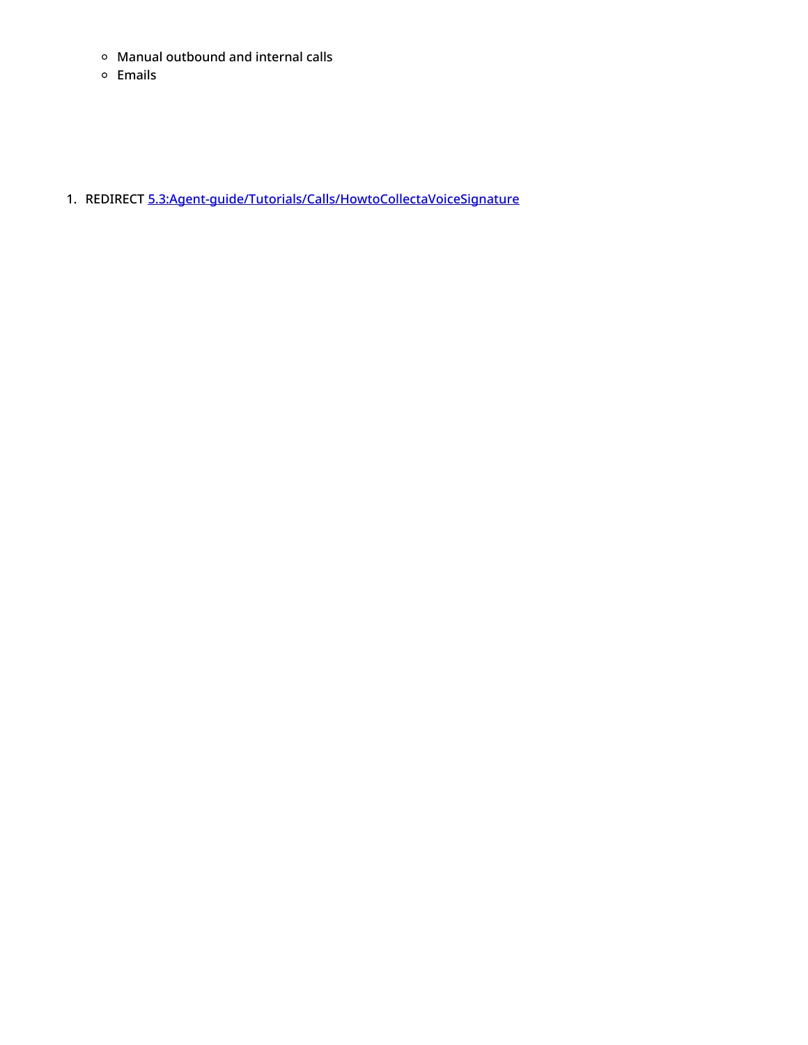- Manual outbound and internal calls
- Emails

1. REDIRECT [5.3:Agent-guide/Tutorials/Calls/HowtoCollectaVoiceSignature]